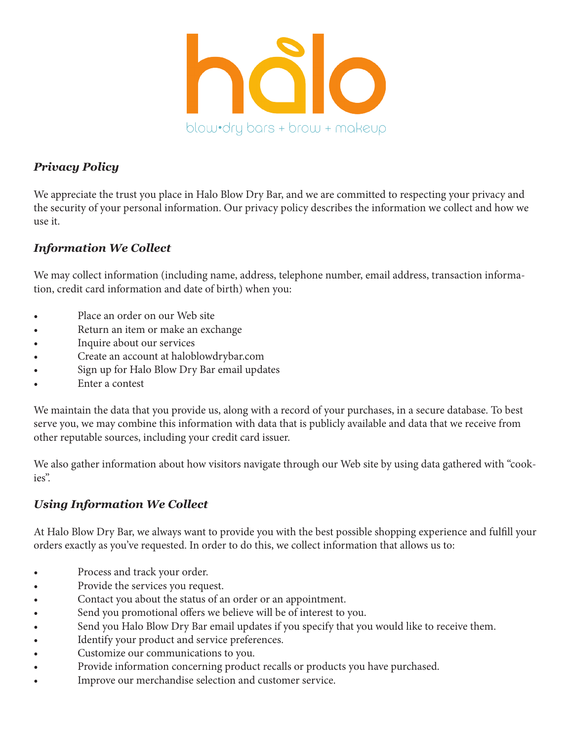halo

blow•dry bars + brow + makeup

## *Privacy Policy*

We appreciate the trust you place in Halo Blow Dry Bar, and we are committed to respecting your privacy and the security of your personal information. Our privacy policy describes the information we collect and how we use it.

## *Information We Collect*

We may collect information (including name, address, telephone number, email address, transaction information, credit card information and date of birth) when you:

- Place an order on our Web site
- Return an item or make an exchange
- Inquire about our services
- Create an account at haloblowdrybar.com
- Sign up for Halo Blow Dry Bar email updates
- Enter a contest

We maintain the data that you provide us, along with a record of your purchases, in a secure database. To best serve you, we may combine this information with data that is publicly available and data that we receive from other reputable sources, including your credit card issuer.

We also gather information about how visitors navigate through our Web site by using data gathered with "cookies".

## *Using Information We Collect*

At Halo Blow Dry Bar, we always want to provide you with the best possible shopping experience and fulfill your orders exactly as you've requested. In order to do this, we collect information that allows us to:

- Process and track your order.
- Provide the services you request.
- Contact you about the status of an order or an appointment.
- Send you promotional offers we believe will be of interest to you.
- Send you Halo Blow Dry Bar email updates if you specify that you would like to receive them.
- Identify your product and service preferences.
- Customize our communications to you.
- Provide information concerning product recalls or products you have purchased.
- Improve our merchandise selection and customer service.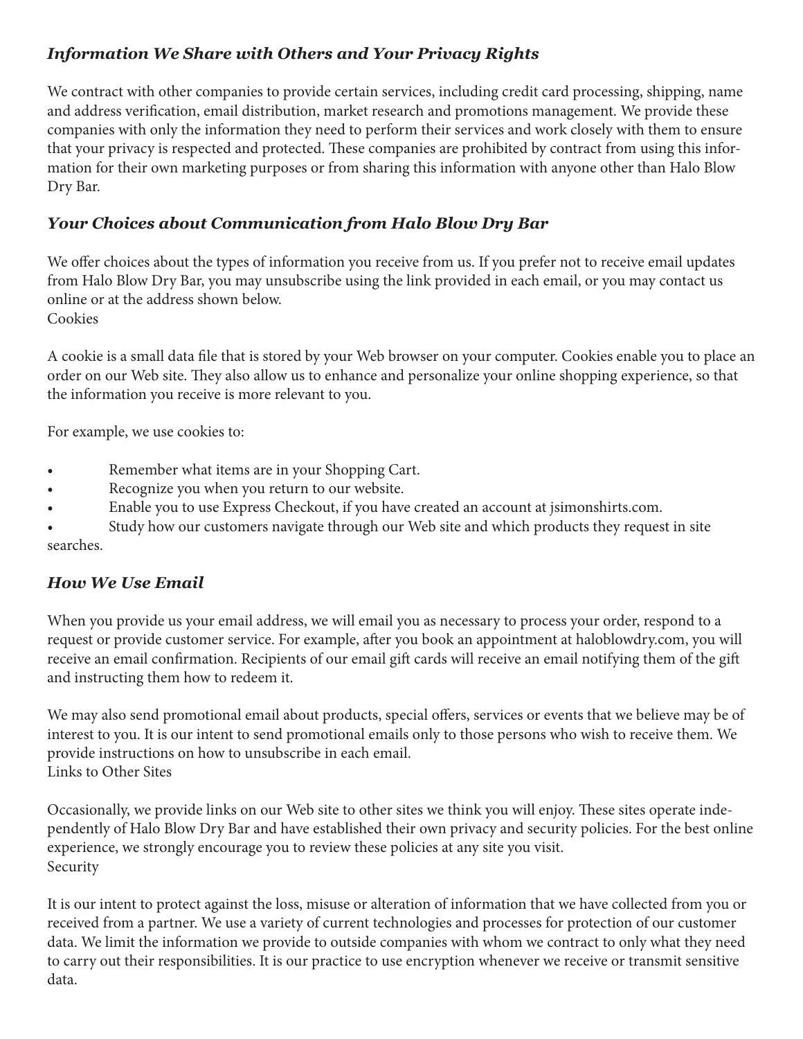### *Information We Share with Others and Your Privacy Rights*

We contract with other companies to provide certain services, including credit card processing, shipping, name and address verification, email distribution, market research and promotions management. We provide these companies with only the information they need to perform their services and work closely with them to ensure that your privacy is respected and protected. These companies are prohibited by contract from using this information for their own marketing purposes or from sharing this information with anyone other than Halo Blow Dry Bar.

### *Your Choices about Communication from Halo Blow Dry Bar*

We offer choices about the types of information you receive from us. If you prefer not to receive email updates from Halo Blow Dry Bar, you may unsubscribe using the link provided in each email, or you may contact us online or at the address shown below.

Cookies

A cookie is a small data file that is stored by your Web browser on your computer. Cookies enable you to place an order on our Web site. They also allow us to enhance and personalize your online shopping experience, so that the information you receive is more relevant to you.

For example, we use cookies to:

- Remember what items are in your Shopping Cart.
- Recognize you when you return to our website.
- Enable you to use Express Checkout, if you have created an account at jsimonshirts.com.
- Study how our customers navigate through our Web site and which products they request in site searches.

### *How We Use Email*

When you provide us your email address, we will email you as necessary to process your order, respond to a request or provide customer service. For example, after you book an appointment at haloblowdry.com, you will receive an email confirmation. Recipients of our email gift cards will receive an email notifying them of the gift and instructing them how to redeem it.

We may also send promotional email about products, special offers, services or events that we believe may be of interest to you. It is our intent to send promotional emails only to those persons who wish to receive them. We provide instructions on how to unsubscribe in each email.

Links to Other Sites

Occasionally, we provide links on our Web site to other sites we think you will enjoy. These sites operate independently of Halo Blow Dry Bar and have established their own privacy and security policies. For the best online experience, we strongly encourage you to review these policies at any site you visit.

Security

It is our intent to protect against the loss, misuse or alteration of information that we have collected from you or received from a partner. We use a variety of current technologies and processes for protection of our customer data. We limit the information we provide to outside companies with whom we contract to only what they need to carry out their responsibilities. It is our practice to use encryption whenever we receive or transmit sensitive data.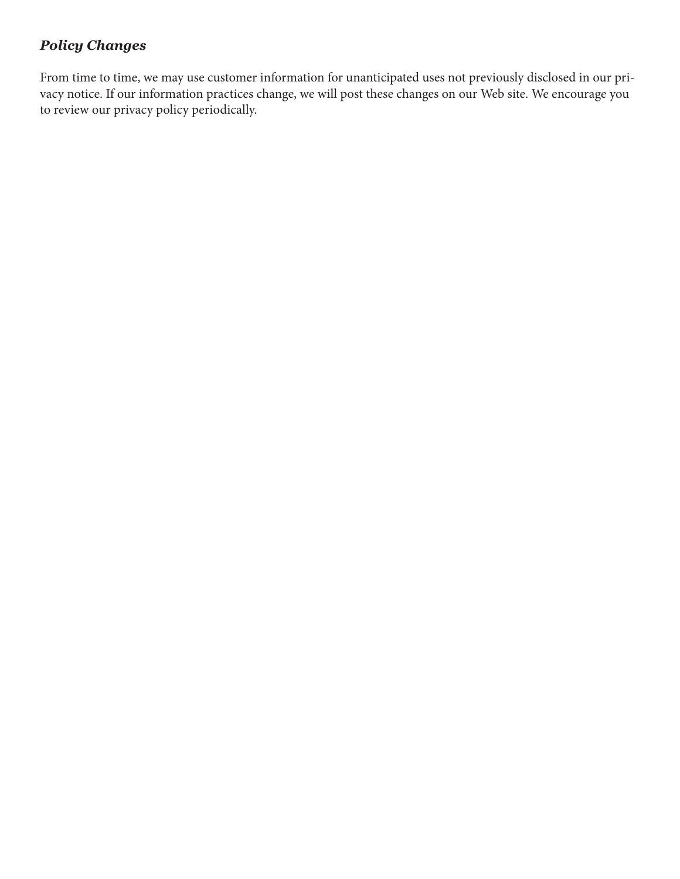### *Policy Changes*

From time to time, we may use customer information for unanticipated uses not previously disclosed in our privacy notice. If our information practices change, we will post these changes on our Web site. We encourage you to review our privacy policy periodically.